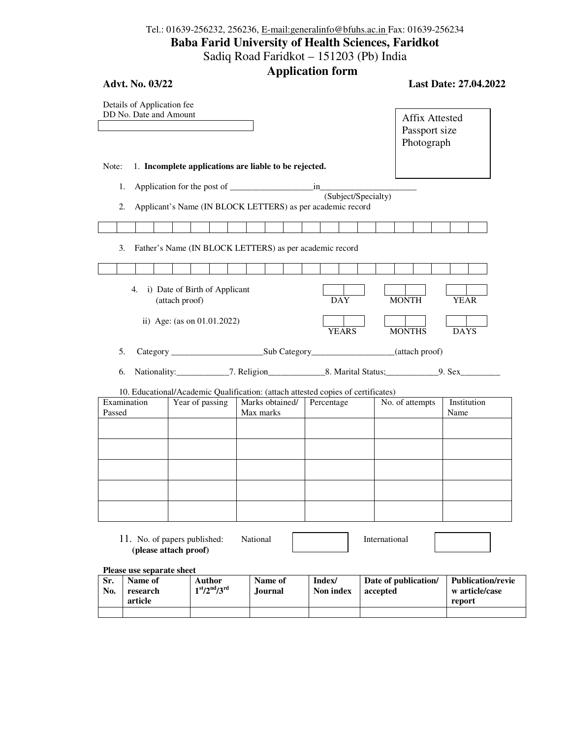Tel.: 01639-256232, 256236, E-mail:generalinfo@bfuhs.ac.in Fax: 01639-256234

# Baba Farid University of Health Sciences, Faridkot

Sadiq Road Faridkot – 151203 (Pb) India

## Application form

**Advt. No. 03/22** **Last Date: 27.04.2022**

Details of Application fee
DD No. Date and Amount

Affix Attested Passport size Photograph

Note: 1. **Incomplete applications are liable to be rejected.**

1. Application for the post of ___________________in______________________
(Subject/Specialty)
2. Applicant's Name (IN BLOCK LETTERS) as per academic record

3. Father's Name (IN BLOCK LETTERS) as per academic record

4. i) Date of Birth of Applicant (attach proof) DAY MONTH YEAR

ii) Age: (as on 01.01.2022) YEARS MONTHS DAYS

5. Category _____________________Sub Category__________________(attach proof)

6. Nationality:____________7. Religion_____________8. Marital Status;____________9. Sex_________

10. Educational/Academic Qualification: (attach attested copies of certificates)

| Examination Passed | Year of passing | Marks obtained/ Max marks | Percentage | No. of attempts | Institution Name |
|---|---|---|---|---|---|
| | | | | | |
| | | | | | |
| | | | | | |
| | | | | | |
| | | | | | |

11. No. of papers published: **(please attach proof)** National ______ International ______

**Please use separate sheet**

| **Sr. No.** | **Name of research article** | **Author 1st/2nd/3rd** | **Name of Journal** | **Index/ Non index** | **Date of publication/ accepted** | **Publication/review article/case report** |
|---|---|---|---|---|---|---|
| | | | | | | |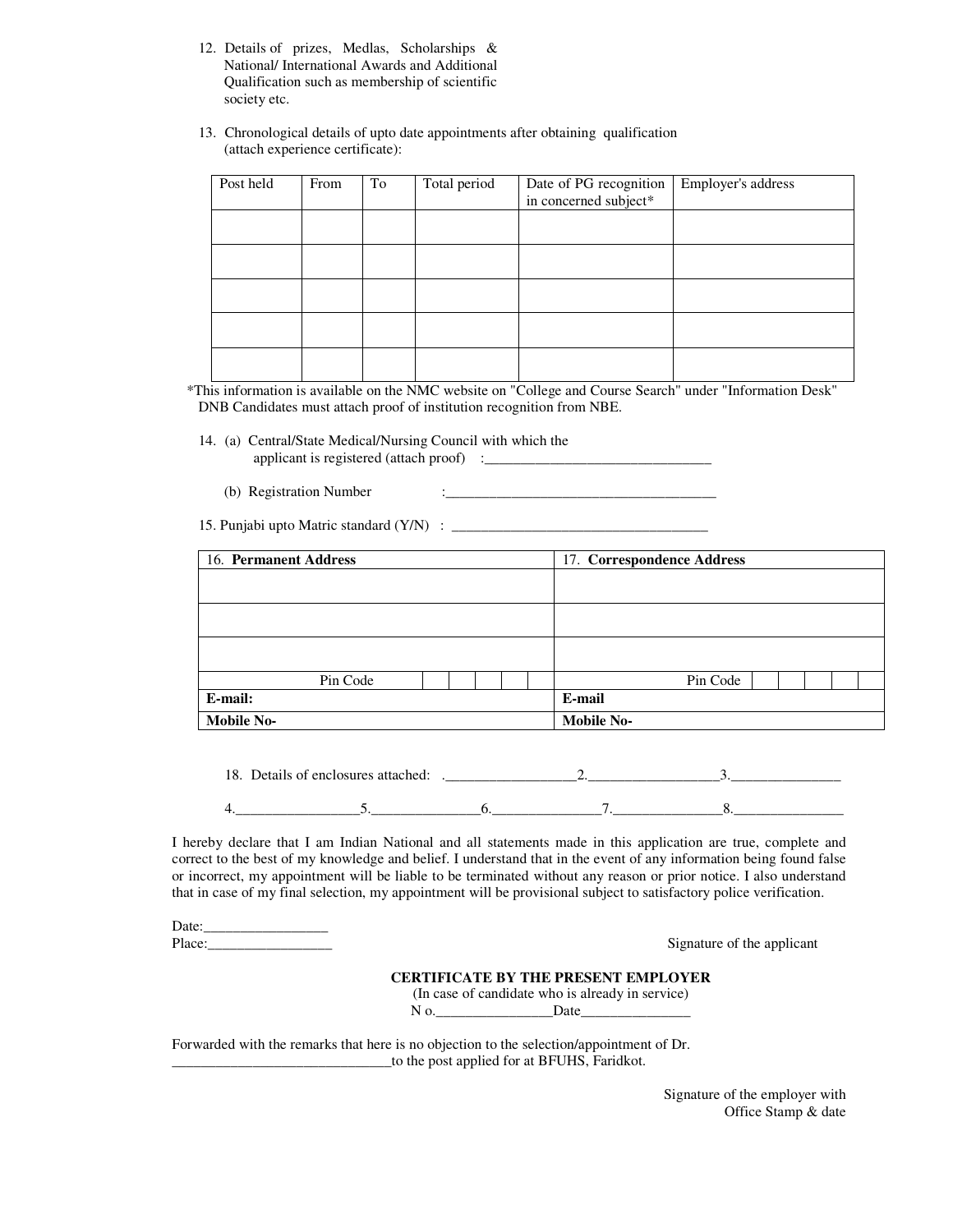12. Details of prizes, Medlas, Scholarships & National/ International Awards and Additional Qualification such as membership of scientific society etc.

13. Chronological details of upto date appointments after obtaining qualification (attach experience certificate):

| Post held | From | To | Total period | Date of PG recognition in concerned subject* | Employer's address |
|---|---|---|---|---|---|
| | | | | | |
| | | | | | |
| | | | | | |
| | | | | | |
| | | | | | |

*This information is available on the NMC website on "College and Course Search" under "Information Desk" DNB Candidates must attach proof of institution recognition from NBE.

14. (a) Central/State Medical/Nursing Council with which the applicant is registered (attach proof) :_______________________________

(b) Registration Number :_____________________________________

15. Punjabi upto Matric standard (Y/N) : ___________________________________

| 16. **Permanent Address** | | | | | | 17. **Correspondence Address** | | | | | |
|---|---|---|---|---|---|---|---|---|---|---|---|
| | | | | | | | | | | | |
| | | | | | | | | | | | |
| | | | | | | | | | | | |
| Pin Code | | | | | | Pin Code | | | | | |
| **E-mail:** | | | | | | **E-mail** | | | | | |
| **Mobile No-** | | | | | | **Mobile No-** | | | | | |

18. Details of enclosures attached: .__________________2.__________________3._______________

4._________________5._______________6._______________7._______________8._______________

I hereby declare that I am Indian National and all statements made in this application are true, complete and correct to the best of my knowledge and belief. I understand that in the event of any information being found false or incorrect, my appointment will be liable to be terminated without any reason or prior notice. I also understand that in case of my final selection, my appointment will be provisional subject to satisfactory police verification.

Date:_________________

Place:_________________

Signature of the applicant

**CERTIFICATE BY THE PRESENT EMPLOYER**

(In case of candidate who is already in service)

N o.________________Date_______________

Forwarded with the remarks that here is no objection to the selection/appointment of Dr. ______________________________to the post applied for at BFUHS, Faridkot.

Signature of the employer with Office Stamp & date